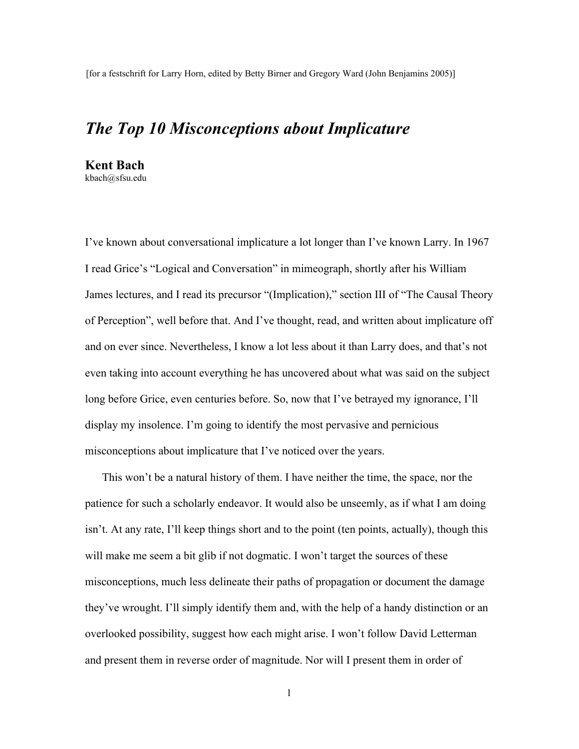[for a festschrift for Larry Horn, edited by Betty Birner and Gregory Ward (John Benjamins 2005)]

# *The Top 10 Misconceptions about Implicature*

**Kent Bach**
kbach@sfsu.edu

I've known about conversational implicature a lot longer than I've known Larry. In 1967 I read Grice's "Logical and Conversation" in mimeograph, shortly after his William James lectures, and I read its precursor "(Implication)," section III of "The Causal Theory of Perception", well before that. And I've thought, read, and written about implicature off and on ever since. Nevertheless, I know a lot less about it than Larry does, and that's not even taking into account everything he has uncovered about what was said on the subject long before Grice, even centuries before. So, now that I've betrayed my ignorance, I'll display my insolence. I'm going to identify the most pervasive and pernicious misconceptions about implicature that I've noticed over the years.

This won't be a natural history of them. I have neither the time, the space, nor the patience for such a scholarly endeavor. It would also be unseemly, as if what I am doing isn't. At any rate, I'll keep things short and to the point (ten points, actually), though this will make me seem a bit glib if not dogmatic. I won't target the sources of these misconceptions, much less delineate their paths of propagation or document the damage they've wrought. I'll simply identify them and, with the help of a handy distinction or an overlooked possibility, suggest how each might arise. I won't follow David Letterman and present them in reverse order of magnitude. Nor will I present them in order of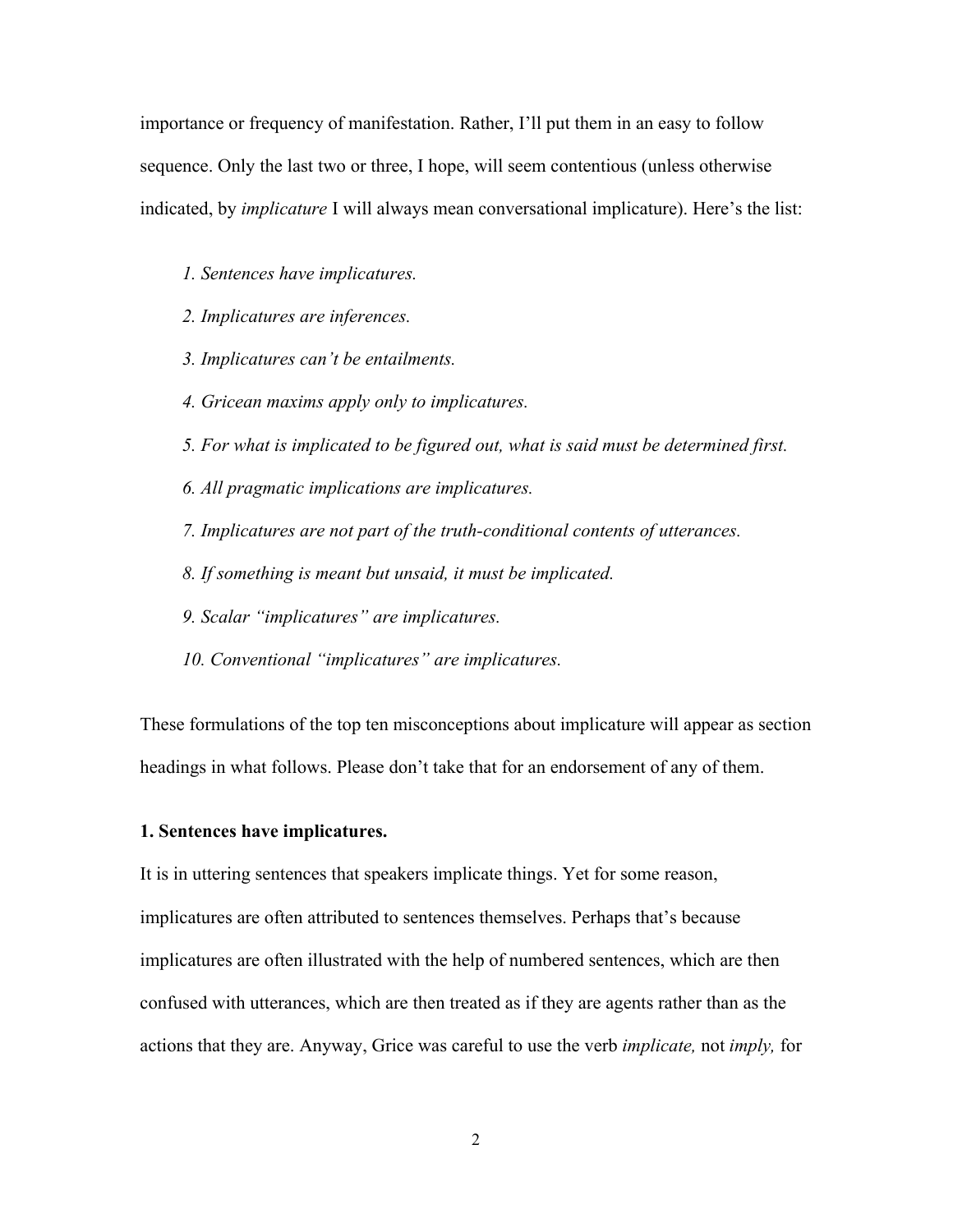importance or frequency of manifestation. Rather, I'll put them in an easy to follow sequence. Only the last two or three, I hope, will seem contentious (unless otherwise indicated, by *implicature* I will always mean conversational implicature). Here's the list:

*1. Sentences have implicatures.*

*2. Implicatures are inferences.*

*3. Implicatures can't be entailments.*

*4. Gricean maxims apply only to implicatures.*

*5. For what is implicated to be figured out, what is said must be determined first.*

*6. All pragmatic implications are implicatures.*

*7. Implicatures are not part of the truth-conditional contents of utterances.*

*8. If something is meant but unsaid, it must be implicated.*

*9. Scalar "implicatures" are implicatures.*

*10. Conventional "implicatures" are implicatures.*

These formulations of the top ten misconceptions about implicature will appear as section headings in what follows. Please don't take that for an endorsement of any of them.

**1. Sentences have implicatures.**

It is in uttering sentences that speakers implicate things. Yet for some reason, implicatures are often attributed to sentences themselves. Perhaps that's because implicatures are often illustrated with the help of numbered sentences, which are then confused with utterances, which are then treated as if they are agents rather than as the actions that they are. Anyway, Grice was careful to use the verb *implicate,* not *imply,* for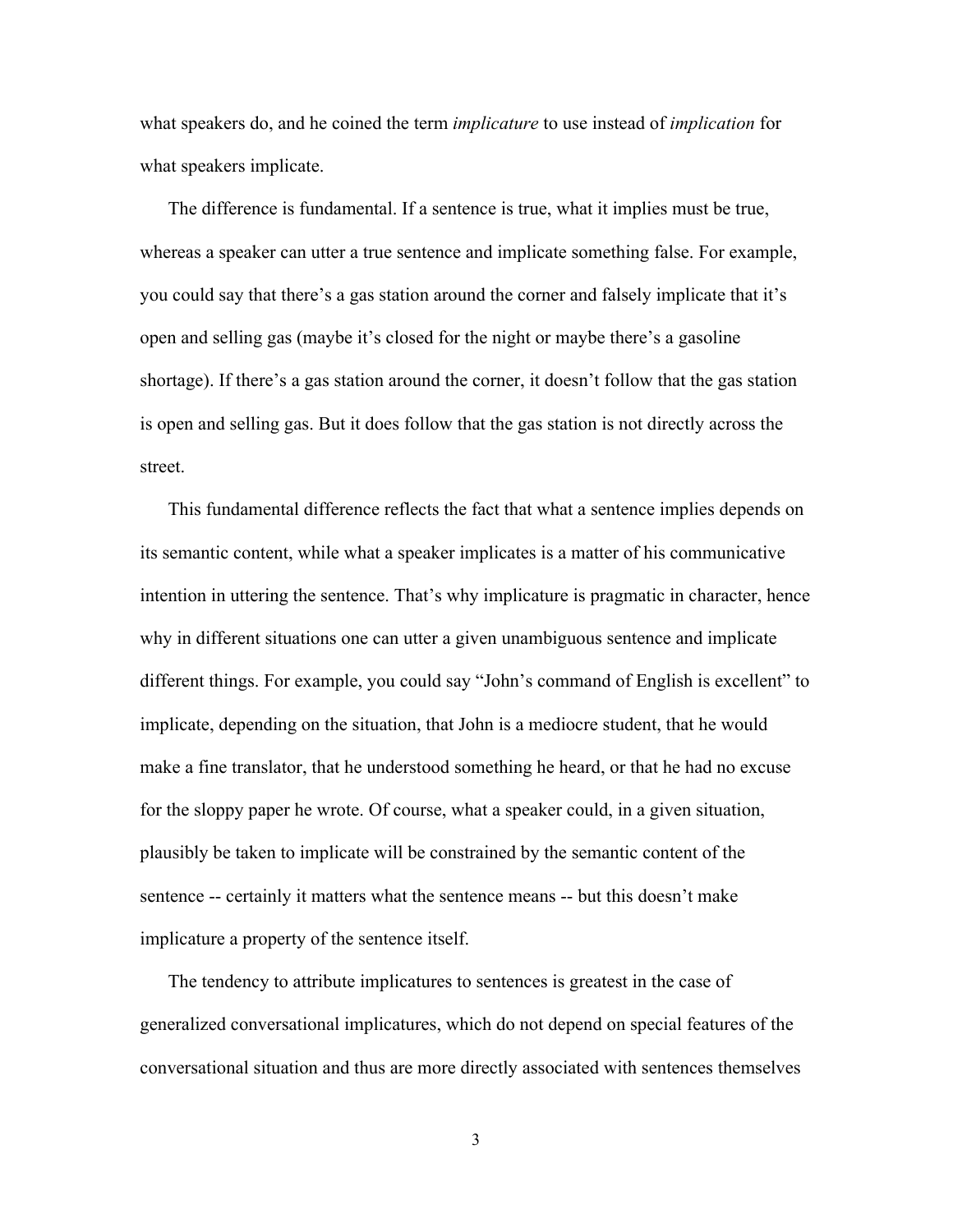what speakers do, and he coined the term *implicature* to use instead of *implication* for what speakers implicate.

The difference is fundamental. If a sentence is true, what it implies must be true, whereas a speaker can utter a true sentence and implicate something false. For example, you could say that there's a gas station around the corner and falsely implicate that it's open and selling gas (maybe it's closed for the night or maybe there's a gasoline shortage). If there's a gas station around the corner, it doesn't follow that the gas station is open and selling gas. But it does follow that the gas station is not directly across the street.

This fundamental difference reflects the fact that what a sentence implies depends on its semantic content, while what a speaker implicates is a matter of his communicative intention in uttering the sentence. That's why implicature is pragmatic in character, hence why in different situations one can utter a given unambiguous sentence and implicate different things. For example, you could say "John's command of English is excellent" to implicate, depending on the situation, that John is a mediocre student, that he would make a fine translator, that he understood something he heard, or that he had no excuse for the sloppy paper he wrote. Of course, what a speaker could, in a given situation, plausibly be taken to implicate will be constrained by the semantic content of the sentence -- certainly it matters what the sentence means -- but this doesn't make implicature a property of the sentence itself.

The tendency to attribute implicatures to sentences is greatest in the case of generalized conversational implicatures, which do not depend on special features of the conversational situation and thus are more directly associated with sentences themselves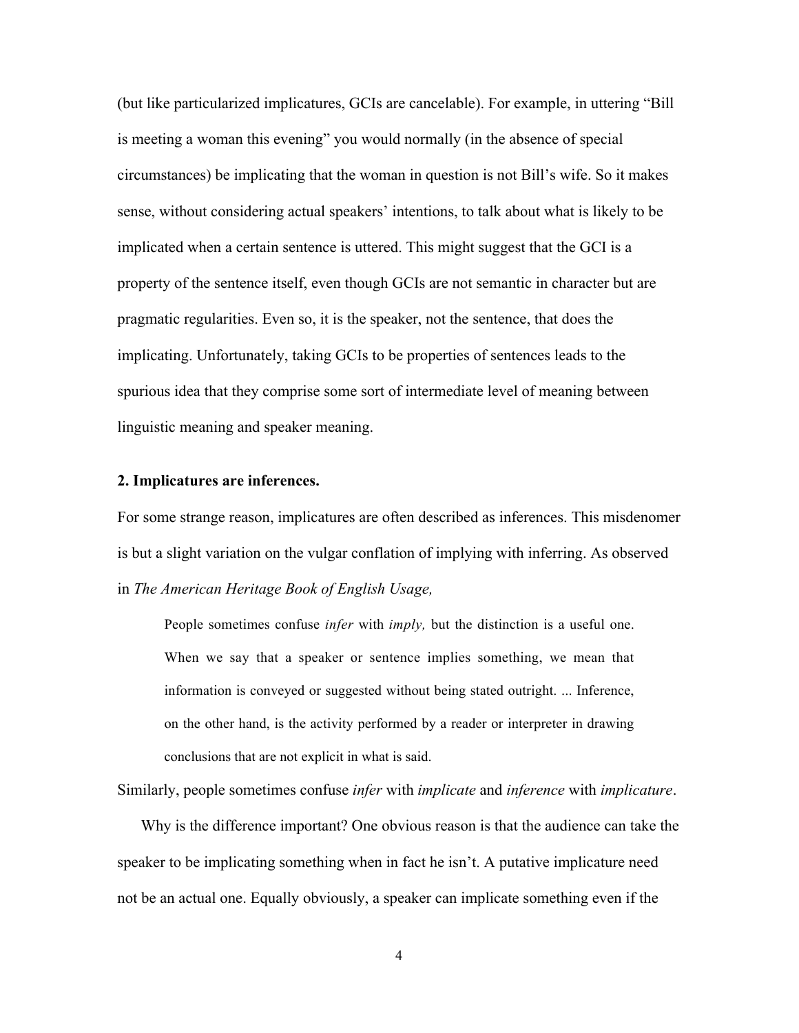(but like particularized implicatures, GCIs are cancelable). For example, in uttering "Bill is meeting a woman this evening" you would normally (in the absence of special circumstances) be implicating that the woman in question is not Bill's wife. So it makes sense, without considering actual speakers' intentions, to talk about what is likely to be implicated when a certain sentence is uttered. This might suggest that the GCI is a property of the sentence itself, even though GCIs are not semantic in character but are pragmatic regularities. Even so, it is the speaker, not the sentence, that does the implicating. Unfortunately, taking GCIs to be properties of sentences leads to the spurious idea that they comprise some sort of intermediate level of meaning between linguistic meaning and speaker meaning.

### 2. Implicatures are inferences.

For some strange reason, implicatures are often described as inferences. This misdenomer is but a slight variation on the vulgar conflation of implying with inferring. As observed in *The American Heritage Book of English Usage,*

> People sometimes confuse *infer* with *imply,* but the distinction is a useful one. When we say that a speaker or sentence implies something, we mean that information is conveyed or suggested without being stated outright. ... Inference, on the other hand, is the activity performed by a reader or interpreter in drawing conclusions that are not explicit in what is said.

Similarly, people sometimes confuse *infer* with *implicate* and *inference* with *implicature*.

Why is the difference important? One obvious reason is that the audience can take the speaker to be implicating something when in fact he isn't. A putative implicature need not be an actual one. Equally obviously, a speaker can implicate something even if the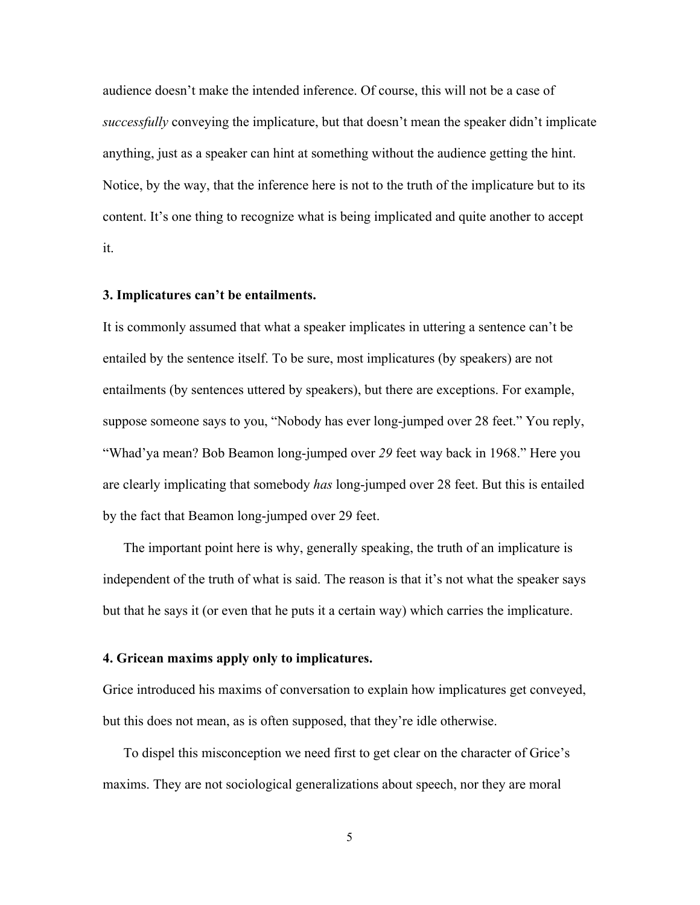audience doesn't make the intended inference. Of course, this will not be a case of *successfully* conveying the implicature, but that doesn't mean the speaker didn't implicate anything, just as a speaker can hint at something without the audience getting the hint. Notice, by the way, that the inference here is not to the truth of the implicature but to its content. It's one thing to recognize what is being implicated and quite another to accept it.

### 3. Implicatures can't be entailments.

It is commonly assumed that what a speaker implicates in uttering a sentence can't be entailed by the sentence itself. To be sure, most implicatures (by speakers) are not entailments (by sentences uttered by speakers), but there are exceptions. For example, suppose someone says to you, "Nobody has ever long-jumped over 28 feet." You reply, "Whad'ya mean? Bob Beamon long-jumped over *29* feet way back in 1968." Here you are clearly implicating that somebody *has* long-jumped over 28 feet. But this is entailed by the fact that Beamon long-jumped over 29 feet.

The important point here is why, generally speaking, the truth of an implicature is independent of the truth of what is said. The reason is that it's not what the speaker says but that he says it (or even that he puts it a certain way) which carries the implicature.

### 4. Gricean maxims apply only to implicatures.

Grice introduced his maxims of conversation to explain how implicatures get conveyed, but this does not mean, as is often supposed, that they're idle otherwise.

To dispel this misconception we need first to get clear on the character of Grice's maxims. They are not sociological generalizations about speech, nor they are moral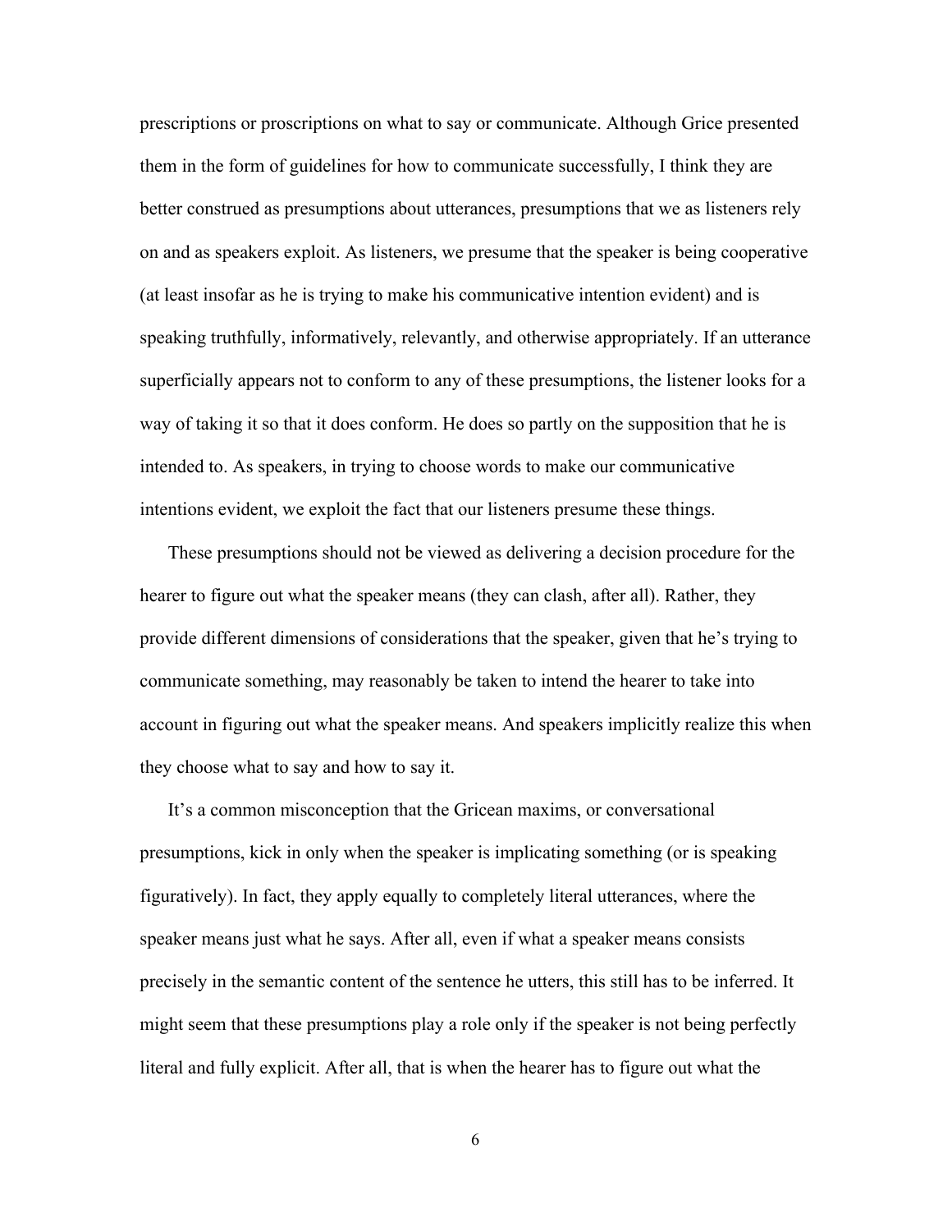prescriptions or proscriptions on what to say or communicate. Although Grice presented them in the form of guidelines for how to communicate successfully, I think they are better construed as presumptions about utterances, presumptions that we as listeners rely on and as speakers exploit. As listeners, we presume that the speaker is being cooperative (at least insofar as he is trying to make his communicative intention evident) and is speaking truthfully, informatively, relevantly, and otherwise appropriately. If an utterance superficially appears not to conform to any of these presumptions, the listener looks for a way of taking it so that it does conform. He does so partly on the supposition that he is intended to. As speakers, in trying to choose words to make our communicative intentions evident, we exploit the fact that our listeners presume these things.

These presumptions should not be viewed as delivering a decision procedure for the hearer to figure out what the speaker means (they can clash, after all). Rather, they provide different dimensions of considerations that the speaker, given that he's trying to communicate something, may reasonably be taken to intend the hearer to take into account in figuring out what the speaker means. And speakers implicitly realize this when they choose what to say and how to say it.

It's a common misconception that the Gricean maxims, or conversational presumptions, kick in only when the speaker is implicating something (or is speaking figuratively). In fact, they apply equally to completely literal utterances, where the speaker means just what he says. After all, even if what a speaker means consists precisely in the semantic content of the sentence he utters, this still has to be inferred. It might seem that these presumptions play a role only if the speaker is not being perfectly literal and fully explicit. After all, that is when the hearer has to figure out what the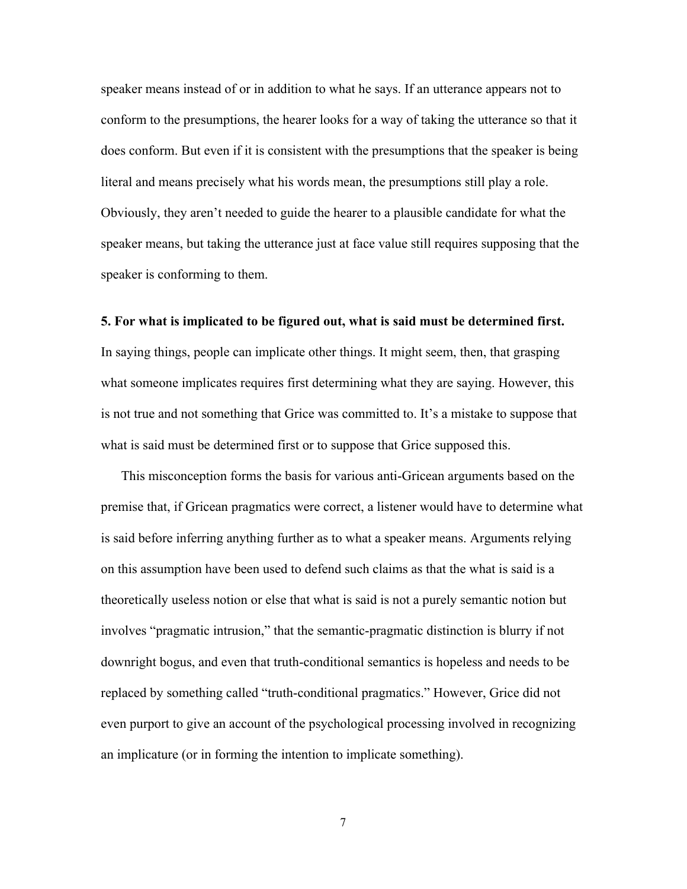speaker means instead of or in addition to what he says. If an utterance appears not to conform to the presumptions, the hearer looks for a way of taking the utterance so that it does conform. But even if it is consistent with the presumptions that the speaker is being literal and means precisely what his words mean, the presumptions still play a role. Obviously, they aren't needed to guide the hearer to a plausible candidate for what the speaker means, but taking the utterance just at face value still requires supposing that the speaker is conforming to them.

**5. For what is implicated to be figured out, what is said must be determined first.** In saying things, people can implicate other things. It might seem, then, that grasping what someone implicates requires first determining what they are saying. However, this is not true and not something that Grice was committed to. It's a mistake to suppose that what is said must be determined first or to suppose that Grice supposed this.

This misconception forms the basis for various anti-Gricean arguments based on the premise that, if Gricean pragmatics were correct, a listener would have to determine what is said before inferring anything further as to what a speaker means. Arguments relying on this assumption have been used to defend such claims as that the what is said is a theoretically useless notion or else that what is said is not a purely semantic notion but involves "pragmatic intrusion," that the semantic-pragmatic distinction is blurry if not downright bogus, and even that truth-conditional semantics is hopeless and needs to be replaced by something called "truth-conditional pragmatics." However, Grice did not even purport to give an account of the psychological processing involved in recognizing an implicature (or in forming the intention to implicate something).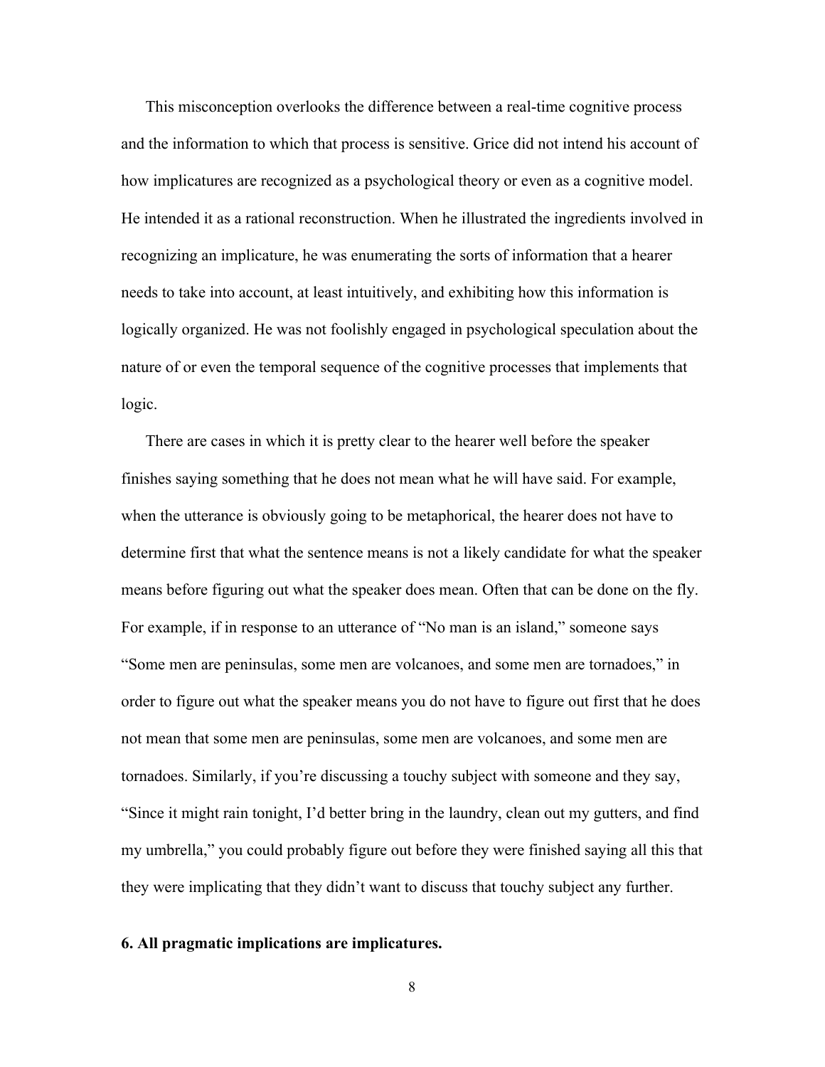This misconception overlooks the difference between a real-time cognitive process and the information to which that process is sensitive. Grice did not intend his account of how implicatures are recognized as a psychological theory or even as a cognitive model. He intended it as a rational reconstruction. When he illustrated the ingredients involved in recognizing an implicature, he was enumerating the sorts of information that a hearer needs to take into account, at least intuitively, and exhibiting how this information is logically organized. He was not foolishly engaged in psychological speculation about the nature of or even the temporal sequence of the cognitive processes that implements that logic.

There are cases in which it is pretty clear to the hearer well before the speaker finishes saying something that he does not mean what he will have said. For example, when the utterance is obviously going to be metaphorical, the hearer does not have to determine first that what the sentence means is not a likely candidate for what the speaker means before figuring out what the speaker does mean. Often that can be done on the fly. For example, if in response to an utterance of “No man is an island,” someone says “Some men are peninsulas, some men are volcanoes, and some men are tornadoes,” in order to figure out what the speaker means you do not have to figure out first that he does not mean that some men are peninsulas, some men are volcanoes, and some men are tornadoes. Similarly, if you’re discussing a touchy subject with someone and they say, “Since it might rain tonight, I’d better bring in the laundry, clean out my gutters, and find my umbrella,” you could probably figure out before they were finished saying all this that they were implicating that they didn’t want to discuss that touchy subject any further.

**6. All pragmatic implications are implicatures.**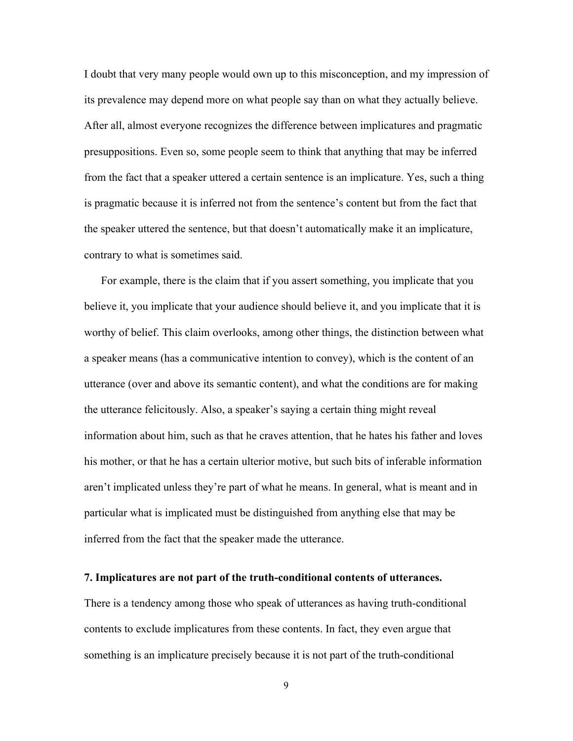I doubt that very many people would own up to this misconception, and my impression of its prevalence may depend more on what people say than on what they actually believe. After all, almost everyone recognizes the difference between implicatures and pragmatic presuppositions. Even so, some people seem to think that anything that may be inferred from the fact that a speaker uttered a certain sentence is an implicature. Yes, such a thing is pragmatic because it is inferred not from the sentence's content but from the fact that the speaker uttered the sentence, but that doesn't automatically make it an implicature, contrary to what is sometimes said.

For example, there is the claim that if you assert something, you implicate that you believe it, you implicate that your audience should believe it, and you implicate that it is worthy of belief. This claim overlooks, among other things, the distinction between what a speaker means (has a communicative intention to convey), which is the content of an utterance (over and above its semantic content), and what the conditions are for making the utterance felicitously. Also, a speaker's saying a certain thing might reveal information about him, such as that he craves attention, that he hates his father and loves his mother, or that he has a certain ulterior motive, but such bits of inferable information aren't implicated unless they're part of what he means. In general, what is meant and in particular what is implicated must be distinguished from anything else that may be inferred from the fact that the speaker made the utterance.

### 7. Implicatures are not part of the truth-conditional contents of utterances.

There is a tendency among those who speak of utterances as having truth-conditional contents to exclude implicatures from these contents. In fact, they even argue that something is an implicature precisely because it is not part of the truth-conditional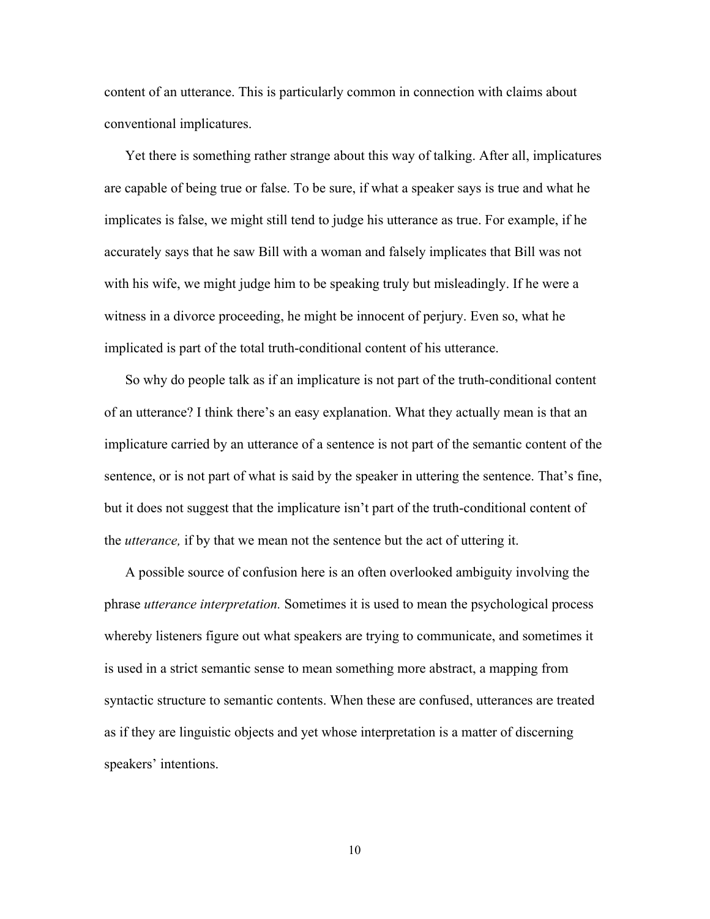content of an utterance. This is particularly common in connection with claims about conventional implicatures.

Yet there is something rather strange about this way of talking. After all, implicatures are capable of being true or false. To be sure, if what a speaker says is true and what he implicates is false, we might still tend to judge his utterance as true. For example, if he accurately says that he saw Bill with a woman and falsely implicates that Bill was not with his wife, we might judge him to be speaking truly but misleadingly. If he were a witness in a divorce proceeding, he might be innocent of perjury. Even so, what he implicated is part of the total truth-conditional content of his utterance.

So why do people talk as if an implicature is not part of the truth-conditional content of an utterance? I think there's an easy explanation. What they actually mean is that an implicature carried by an utterance of a sentence is not part of the semantic content of the sentence, or is not part of what is said by the speaker in uttering the sentence. That's fine, but it does not suggest that the implicature isn't part of the truth-conditional content of the *utterance,* if by that we mean not the sentence but the act of uttering it.

A possible source of confusion here is an often overlooked ambiguity involving the phrase *utterance interpretation.* Sometimes it is used to mean the psychological process whereby listeners figure out what speakers are trying to communicate, and sometimes it is used in a strict semantic sense to mean something more abstract, a mapping from syntactic structure to semantic contents. When these are confused, utterances are treated as if they are linguistic objects and yet whose interpretation is a matter of discerning speakers' intentions.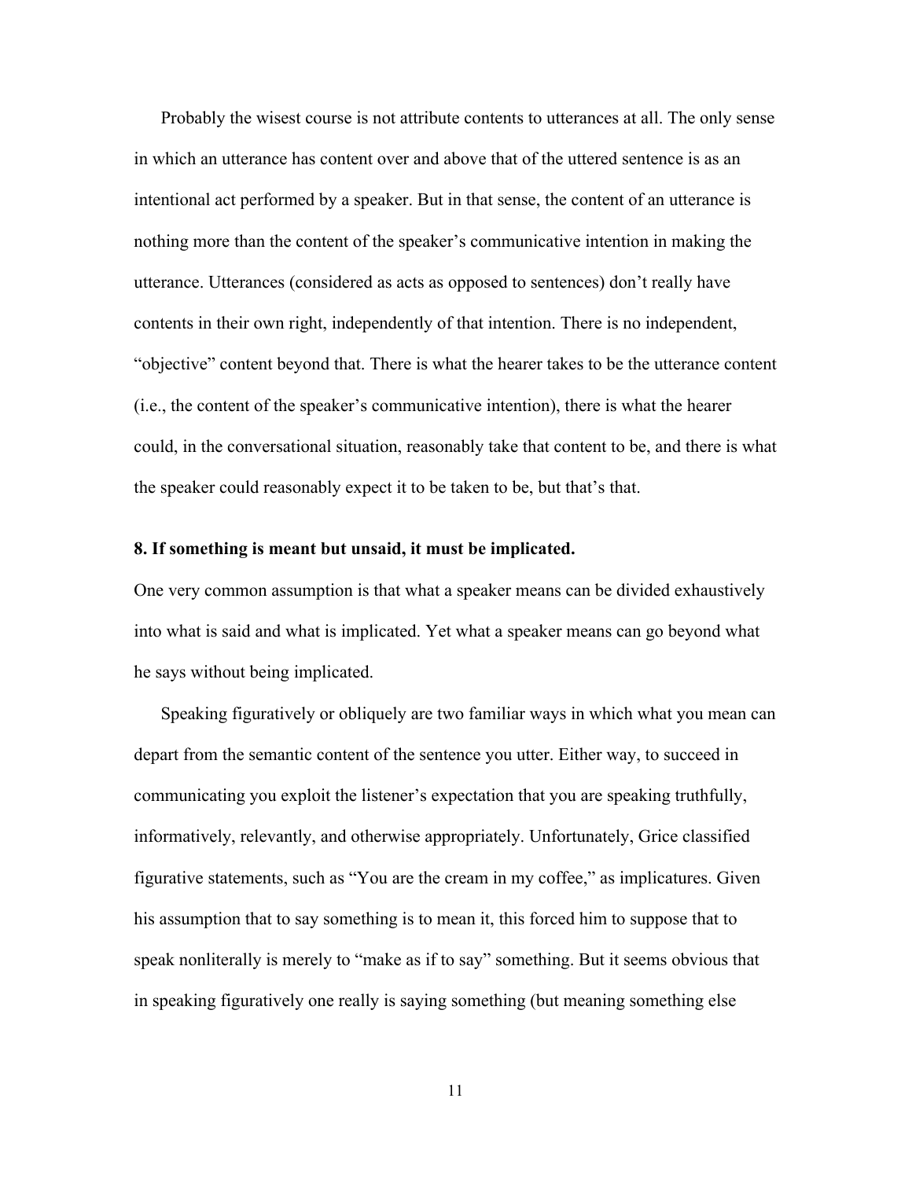Probably the wisest course is not attribute contents to utterances at all. The only sense in which an utterance has content over and above that of the uttered sentence is as an intentional act performed by a speaker. But in that sense, the content of an utterance is nothing more than the content of the speaker's communicative intention in making the utterance. Utterances (considered as acts as opposed to sentences) don't really have contents in their own right, independently of that intention. There is no independent, "objective" content beyond that. There is what the hearer takes to be the utterance content (i.e., the content of the speaker's communicative intention), there is what the hearer could, in the conversational situation, reasonably take that content to be, and there is what the speaker could reasonably expect it to be taken to be, but that's that.

**8. If something is meant but unsaid, it must be implicated.**

One very common assumption is that what a speaker means can be divided exhaustively into what is said and what is implicated. Yet what a speaker means can go beyond what he says without being implicated.

Speaking figuratively or obliquely are two familiar ways in which what you mean can depart from the semantic content of the sentence you utter. Either way, to succeed in communicating you exploit the listener's expectation that you are speaking truthfully, informatively, relevantly, and otherwise appropriately. Unfortunately, Grice classified figurative statements, such as "You are the cream in my coffee," as implicatures. Given his assumption that to say something is to mean it, this forced him to suppose that to speak nonliterally is merely to "make as if to say" something. But it seems obvious that in speaking figuratively one really is saying something (but meaning something else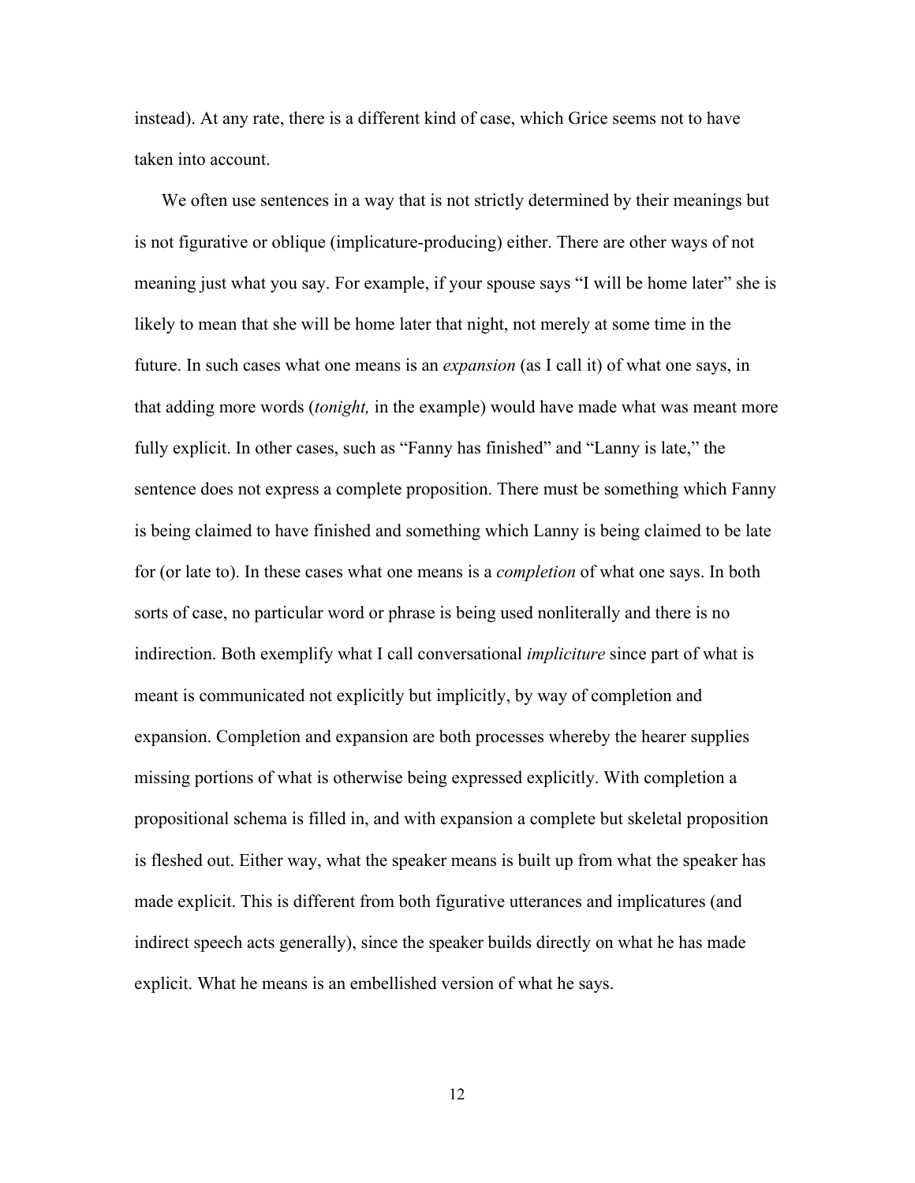instead). At any rate, there is a different kind of case, which Grice seems not to have taken into account.

We often use sentences in a way that is not strictly determined by their meanings but is not figurative or oblique (implicature-producing) either. There are other ways of not meaning just what you say. For example, if your spouse says "I will be home later" she is likely to mean that she will be home later that night, not merely at some time in the future. In such cases what one means is an *expansion* (as I call it) of what one says, in that adding more words (*tonight,* in the example) would have made what was meant more fully explicit. In other cases, such as "Fanny has finished" and "Lanny is late," the sentence does not express a complete proposition. There must be something which Fanny is being claimed to have finished and something which Lanny is being claimed to be late for (or late to). In these cases what one means is a *completion* of what one says. In both sorts of case, no particular word or phrase is being used nonliterally and there is no indirection. Both exemplify what I call conversational *impliciture* since part of what is meant is communicated not explicitly but implicitly, by way of completion and expansion. Completion and expansion are both processes whereby the hearer supplies missing portions of what is otherwise being expressed explicitly. With completion a propositional schema is filled in, and with expansion a complete but skeletal proposition is fleshed out. Either way, what the speaker means is built up from what the speaker has made explicit. This is different from both figurative utterances and implicatures (and indirect speech acts generally), since the speaker builds directly on what he has made explicit. What he means is an embellished version of what he says.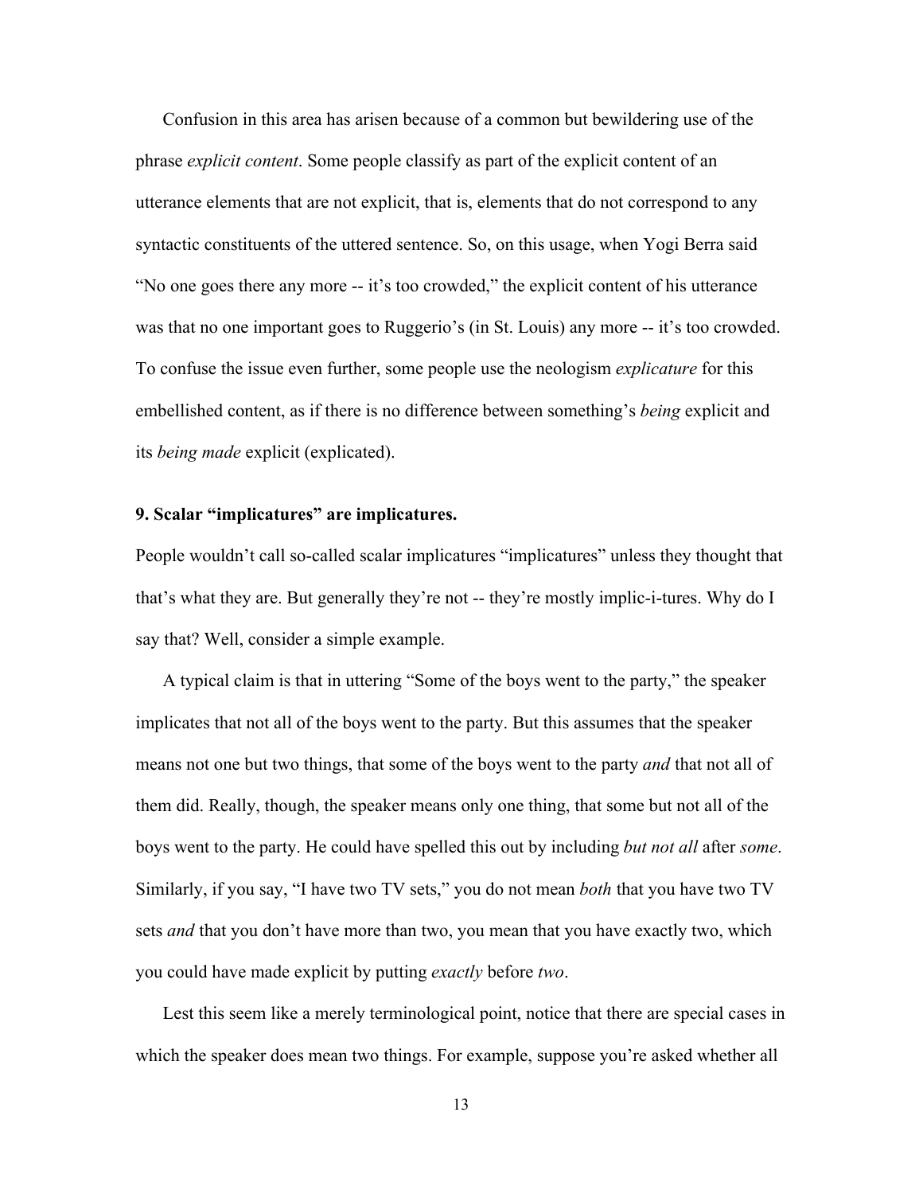Confusion in this area has arisen because of a common but bewildering use of the phrase *explicit content*. Some people classify as part of the explicit content of an utterance elements that are not explicit, that is, elements that do not correspond to any syntactic constituents of the uttered sentence. So, on this usage, when Yogi Berra said "No one goes there any more -- it's too crowded," the explicit content of his utterance was that no one important goes to Ruggerio's (in St. Louis) any more -- it's too crowded. To confuse the issue even further, some people use the neologism *explicature* for this embellished content, as if there is no difference between something's *being* explicit and its *being made* explicit (explicated).

**9. Scalar "implicatures" are implicatures.**

People wouldn't call so-called scalar implicatures "implicatures" unless they thought that that's what they are. But generally they're not -- they're mostly implic-i-tures. Why do I say that? Well, consider a simple example.

A typical claim is that in uttering "Some of the boys went to the party," the speaker implicates that not all of the boys went to the party. But this assumes that the speaker means not one but two things, that some of the boys went to the party *and* that not all of them did. Really, though, the speaker means only one thing, that some but not all of the boys went to the party. He could have spelled this out by including *but not all* after *some*. Similarly, if you say, "I have two TV sets," you do not mean *both* that you have two TV sets *and* that you don't have more than two, you mean that you have exactly two, which you could have made explicit by putting *exactly* before *two*.

Lest this seem like a merely terminological point, notice that there are special cases in which the speaker does mean two things. For example, suppose you're asked whether all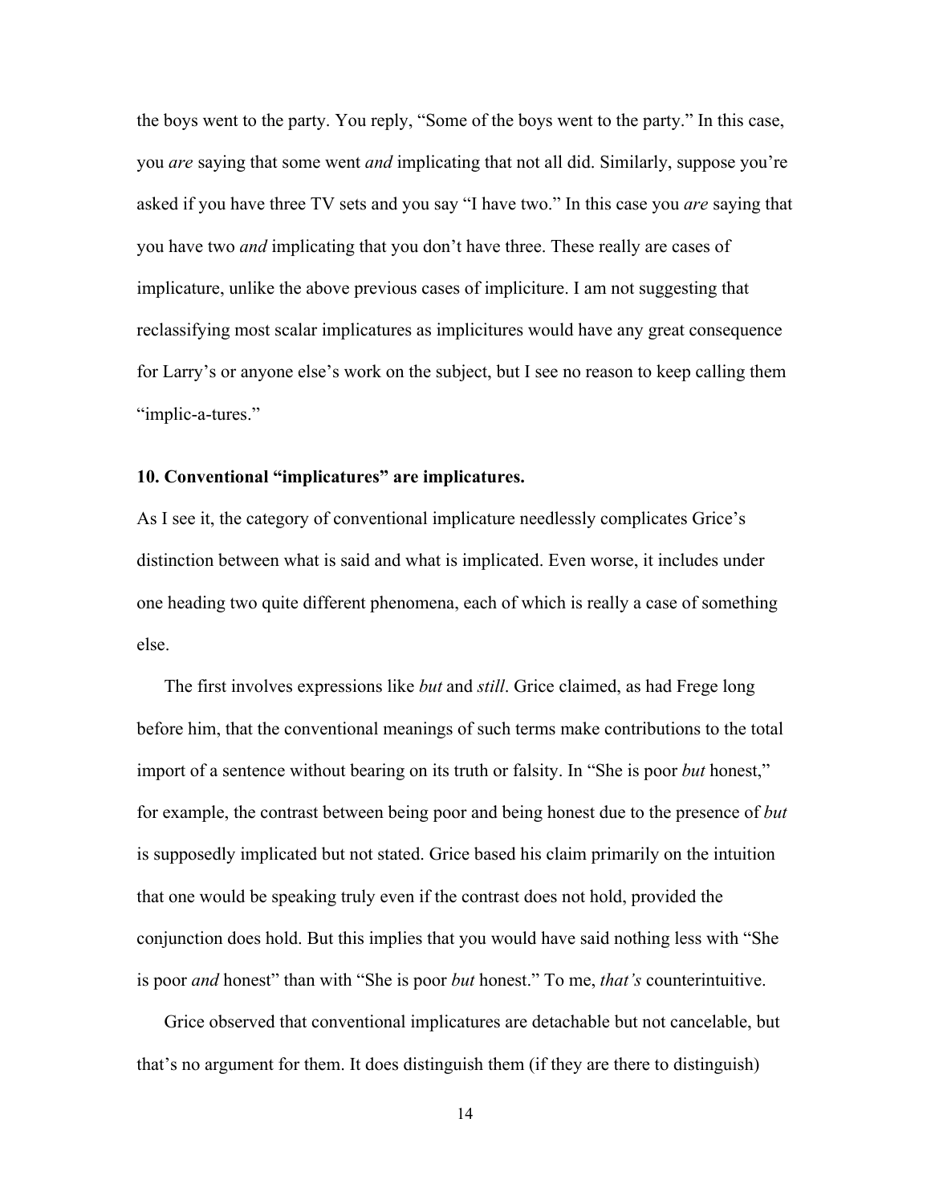the boys went to the party. You reply, "Some of the boys went to the party." In this case, you *are* saying that some went *and* implicating that not all did. Similarly, suppose you're asked if you have three TV sets and you say "I have two." In this case you *are* saying that you have two *and* implicating that you don't have three. These really are cases of implicature, unlike the above previous cases of impliciture. I am not suggesting that reclassifying most scalar implicatures as implicitures would have any great consequence for Larry's or anyone else's work on the subject, but I see no reason to keep calling them "implic-a-tures."

**10. Conventional "implicatures" are implicatures.**

As I see it, the category of conventional implicature needlessly complicates Grice's distinction between what is said and what is implicated. Even worse, it includes under one heading two quite different phenomena, each of which is really a case of something else.

The first involves expressions like *but* and *still*. Grice claimed, as had Frege long before him, that the conventional meanings of such terms make contributions to the total import of a sentence without bearing on its truth or falsity. In "She is poor *but* honest," for example, the contrast between being poor and being honest due to the presence of *but* is supposedly implicated but not stated. Grice based his claim primarily on the intuition that one would be speaking truly even if the contrast does not hold, provided the conjunction does hold. But this implies that you would have said nothing less with "She is poor *and* honest" than with "She is poor *but* honest." To me, *that's* counterintuitive.

Grice observed that conventional implicatures are detachable but not cancelable, but that's no argument for them. It does distinguish them (if they are there to distinguish)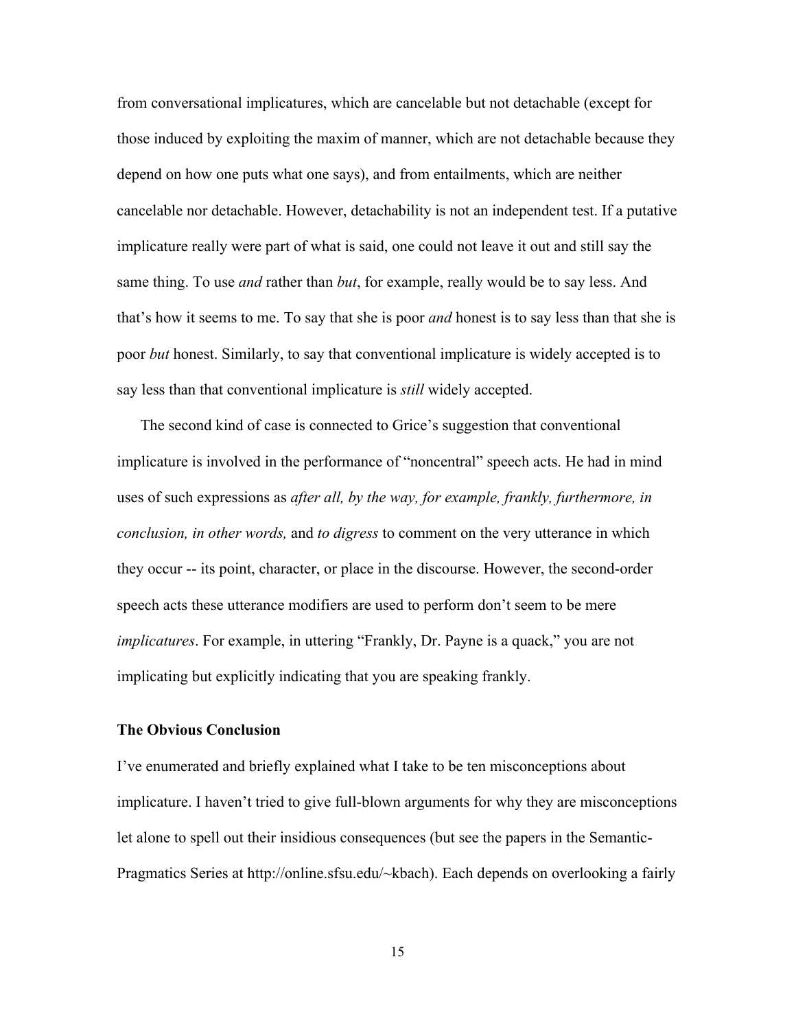from conversational implicatures, which are cancelable but not detachable (except for those induced by exploiting the maxim of manner, which are not detachable because they depend on how one puts what one says), and from entailments, which are neither cancelable nor detachable. However, detachability is not an independent test. If a putative implicature really were part of what is said, one could not leave it out and still say the same thing. To use *and* rather than *but*, for example, really would be to say less. And that's how it seems to me. To say that she is poor *and* honest is to say less than that she is poor *but* honest. Similarly, to say that conventional implicature is widely accepted is to say less than that conventional implicature is *still* widely accepted.

The second kind of case is connected to Grice's suggestion that conventional implicature is involved in the performance of "noncentral" speech acts. He had in mind uses of such expressions as *after all, by the way, for example, frankly, furthermore, in conclusion, in other words,* and *to digress* to comment on the very utterance in which they occur -- its point, character, or place in the discourse. However, the second-order speech acts these utterance modifiers are used to perform don't seem to be mere *implicatures*. For example, in uttering "Frankly, Dr. Payne is a quack," you are not implicating but explicitly indicating that you are speaking frankly.

### The Obvious Conclusion

I've enumerated and briefly explained what I take to be ten misconceptions about implicature. I haven't tried to give full-blown arguments for why they are misconceptions let alone to spell out their insidious consequences (but see the papers in the Semantic-Pragmatics Series at http://online.sfsu.edu/~kbach). Each depends on overlooking a fairly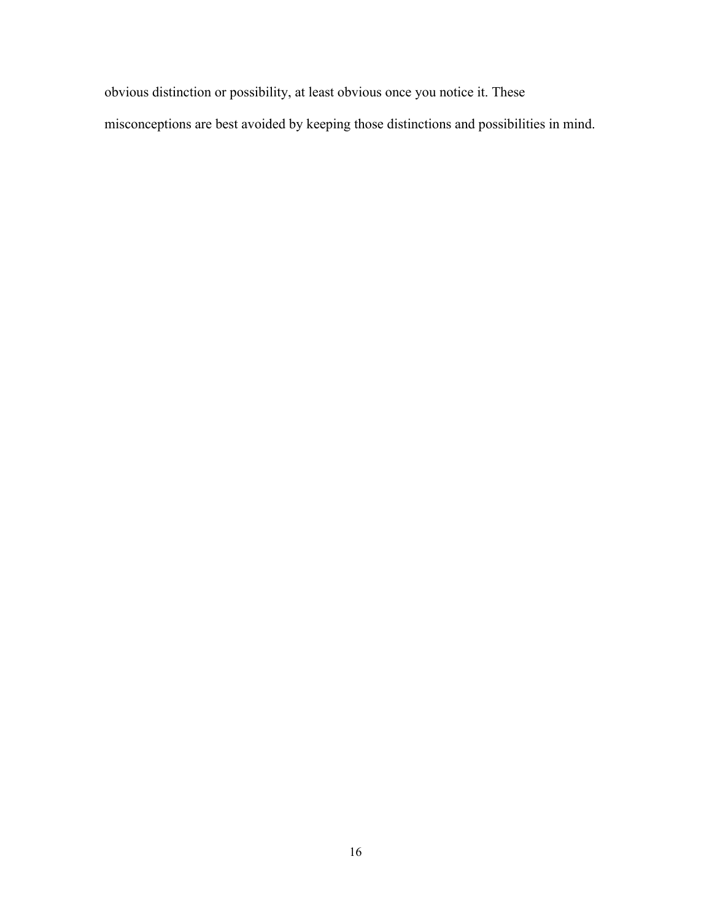obvious distinction or possibility, at least obvious once you notice it. These misconceptions are best avoided by keeping those distinctions and possibilities in mind.